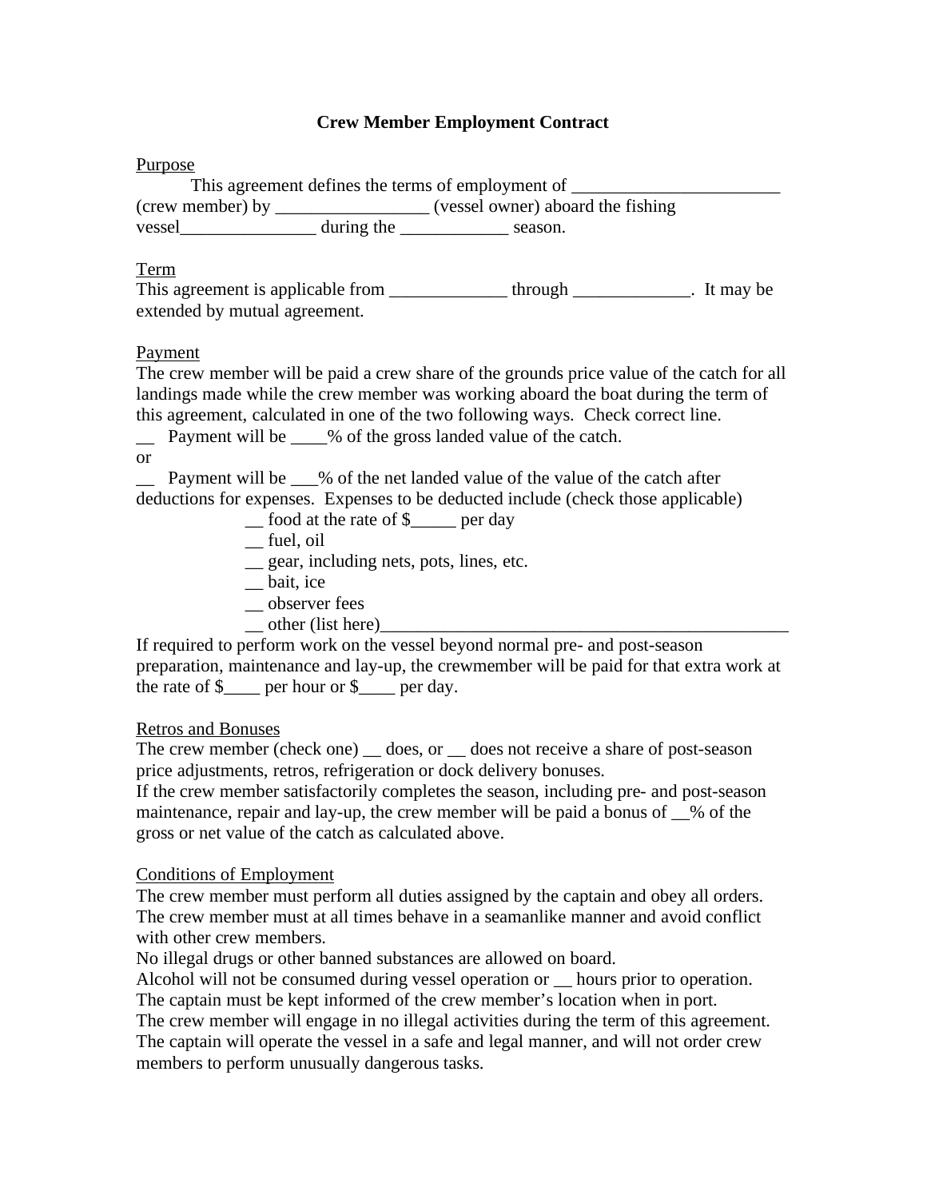# Crew Member Employment Contract

Purpose

This agreement defines the terms of employment of _______________________ (crew member) by _________________ (vessel owner) aboard the fishing vessel_______________ during the ____________ season.

Term

This agreement is applicable from _____________ through _____________. It may be extended by mutual agreement.

Payment

The crew member will be paid a crew share of the grounds price value of the catch for all landings made while the crew member was working aboard the boat during the term of this agreement, calculated in one of the two following ways. Check correct line.

__ Payment will be ____% of the gross landed value of the catch.

or

__ Payment will be ___% of the net landed value of the value of the catch after deductions for expenses. Expenses to be deducted include (check those applicable)

- __ food at the rate of $_____ per day
- __ fuel, oil
- __ gear, including nets, pots, lines, etc.
- __ bait, ice
- __ observer fees
- __ other (list here)_______________________________________________

If required to perform work on the vessel beyond normal pre- and post-season preparation, maintenance and lay-up, the crewmember will be paid for that extra work at the rate of $____ per hour or $____ per day.

Retros and Bonuses

The crew member (check one) __ does, or __ does not receive a share of post-season price adjustments, retros, refrigeration or dock delivery bonuses.

If the crew member satisfactorily completes the season, including pre- and post-season maintenance, repair and lay-up, the crew member will be paid a bonus of __% of the gross or net value of the catch as calculated above.

Conditions of Employment

The crew member must perform all duties assigned by the captain and obey all orders.

The crew member must at all times behave in a seamanlike manner and avoid conflict with other crew members.

No illegal drugs or other banned substances are allowed on board.

Alcohol will not be consumed during vessel operation or __ hours prior to operation.

The captain must be kept informed of the crew member's location when in port.

The crew member will engage in no illegal activities during the term of this agreement.

The captain will operate the vessel in a safe and legal manner, and will not order crew members to perform unusually dangerous tasks.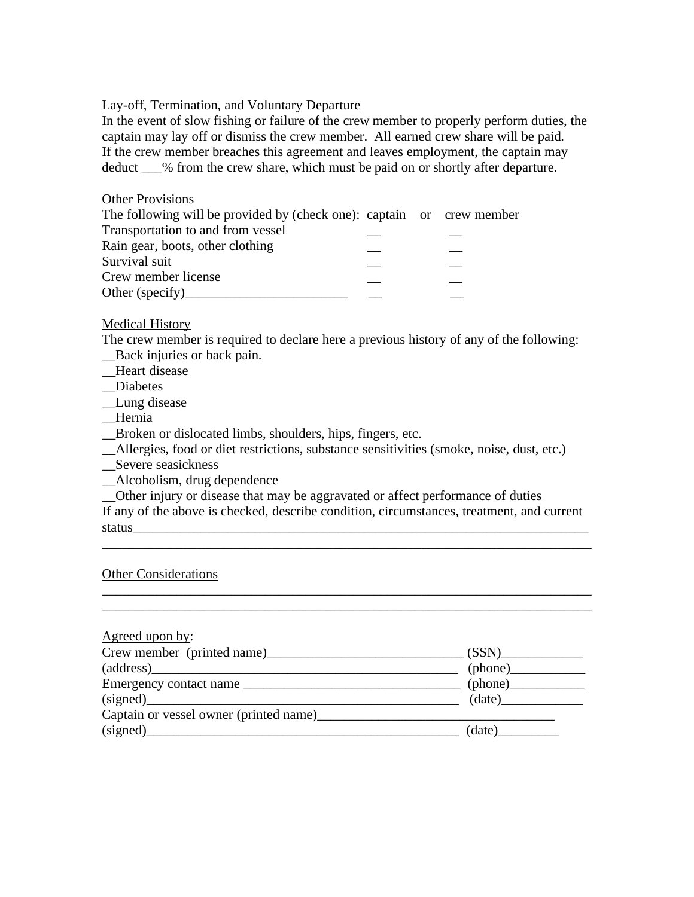Lay-off, Termination, and Voluntary Departure

In the event of slow fishing or failure of the crew member to properly perform duties, the captain may lay off or dismiss the crew member. All earned crew share will be paid. If the crew member breaches this agreement and leaves employment, the captain may deduct ___% from the crew share, which must be paid on or shortly after departure.

Other Provisions

| The following will be provided by (check one): | captain | or | crew member |
|---|---|---|---|
| Transportation to and from vessel | __ | | __ |
| Rain gear, boots, other clothing | __ | | __ |
| Survival suit | __ | | __ |
| Crew member license | __ | | __ |
| Other (specify)________________________ | __ | | __ |

Medical History

The crew member is required to declare here a previous history of any of the following:

__Back injuries or back pain.
__Heart disease
__Diabetes
__Lung disease
__Hernia
__Broken or dislocated limbs, shoulders, hips, fingers, etc.
__Allergies, food or diet restrictions, substance sensitivities (smoke, noise, dust, etc.)
__Severe seasickness
__Alcoholism, drug dependence
__Other injury or disease that may be aggravated or affect performance of duties

If any of the above is checked, describe condition, circumstances, treatment, and current status______________________________________________________________________
__________________________________________________________________________

Other Considerations

__________________________________________________________________________
__________________________________________________________________________

Agreed upon by:

Crew member (printed name)_____________________________ (SSN)____________
(address)_______________________________________________ (phone)___________
Emergency contact name ________________________________ (phone)___________
(signed)________________________________________________ (date)____________
Captain or vessel owner (printed name)___________________________________
(signed)________________________________________________ (date)_________